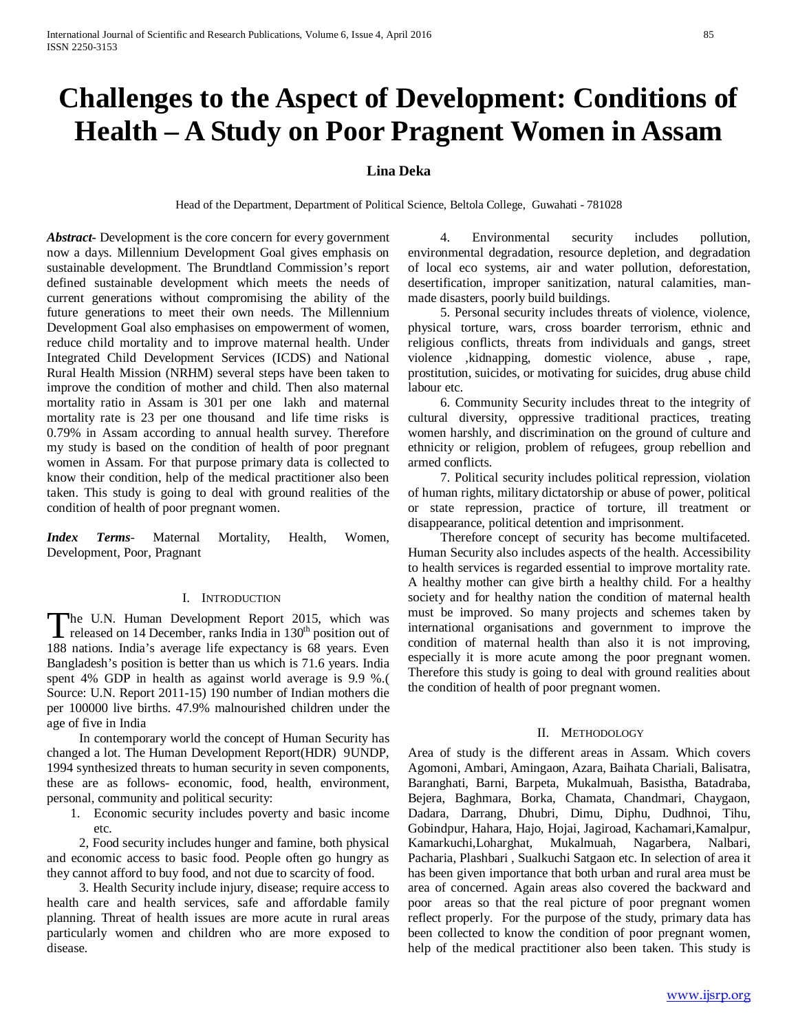# Challenges to the Aspect of Development: Conditions of Health – A Study on Poor Pragnent Women in Assam

**Lina Deka**

Head of the Department, Department of Political Science, Beltola College, Guwahati - 781028

***Abstract-*** Development is the core concern for every government now a days. Millennium Development Goal gives emphasis on sustainable development. The Brundtland Commission's report defined sustainable development which meets the needs of current generations without compromising the ability of the future generations to meet their own needs. The Millennium Development Goal also emphasises on empowerment of women, reduce child mortality and to improve maternal health. Under Integrated Child Development Services (ICDS) and National Rural Health Mission (NRHM) several steps have been taken to improve the condition of mother and child. Then also maternal mortality ratio in Assam is 301 per one lakh and maternal mortality rate is 23 per one thousand and life time risks is 0.79% in Assam according to annual health survey. Therefore my study is based on the condition of health of poor pregnant women in Assam. For that purpose primary data is collected to know their condition, help of the medical practitioner also been taken. This study is going to deal with ground realities of the condition of health of poor pregnant women.

***Index Terms*-** Maternal Mortality, Health, Women, Development, Poor, Pragnant

## I. Introduction

The U.N. Human Development Report 2015, which was released on 14 December, ranks India in 130[th] position out of 188 nations. India's average life expectancy is 68 years. Even Bangladesh's position is better than us which is 71.6 years. India spent 4% GDP in health as against world average is 9.9 %.( Source: U.N. Report 2011-15) 190 number of Indian mothers die per 100000 live births. 47.9% malnourished children under the age of five in India

In contemporary world the concept of Human Security has changed a lot. The Human Development Report(HDR) 9UNDP, 1994 synthesized threats to human security in seven components, these are as follows- economic, food, health, environment, personal, community and political security:

1. Economic security includes poverty and basic income etc.

2, Food security includes hunger and famine, both physical and economic access to basic food. People often go hungry as they cannot afford to buy food, and not due to scarcity of food.

3. Health Security include injury, disease; require access to health care and health services, safe and affordable family planning. Threat of health issues are more acute in rural areas particularly women and children who are more exposed to disease.

4. Environmental security includes pollution, environmental degradation, resource depletion, and degradation of local eco systems, air and water pollution, deforestation, desertification, improper sanitization, natural calamities, man-made disasters, poorly build buildings.

5. Personal security includes threats of violence, violence, physical torture, wars, cross boarder terrorism, ethnic and religious conflicts, threats from individuals and gangs, street violence ,kidnapping, domestic violence, abuse , rape, prostitution, suicides, or motivating for suicides, drug abuse child labour etc.

6. Community Security includes threat to the integrity of cultural diversity, oppressive traditional practices, treating women harshly, and discrimination on the ground of culture and ethnicity or religion, problem of refugees, group rebellion and armed conflicts.

7. Political security includes political repression, violation of human rights, military dictatorship or abuse of power, political or state repression, practice of torture, ill treatment or disappearance, political detention and imprisonment.

Therefore concept of security has become multifaceted. Human Security also includes aspects of the health. Accessibility to health services is regarded essential to improve mortality rate. A healthy mother can give birth a healthy child. For a healthy society and for healthy nation the condition of maternal health must be improved. So many projects and schemes taken by international organisations and government to improve the condition of maternal health than also it is not improving, especially it is more acute among the poor pregnant women. Therefore this study is going to deal with ground realities about the condition of health of poor pregnant women.

## II. Methodology

Area of study is the different areas in Assam. Which covers Agomoni, Ambari, Amingaon, Azara, Baihata Chariali, Balisatra, Baranghati, Barni, Barpeta, Mukalmuah, Basistha, Batadraba, Bejera, Baghmara, Borka, Chamata, Chandmari, Chaygaon, Dadara, Darrang, Dhubri, Dimu, Diphu, Dudhnoi, Tihu, Gobindpur, Hahara, Hajo, Hojai, Jagiroad, Kachamari,Kamalpur, Kamarkuchi,Loharghat, Mukalmuah, Nagarbera, Nalbari, Pacharia, Plashbari , Sualkuchi Satgaon etc. In selection of area it has been given importance that both urban and rural area must be area of concerned. Again areas also covered the backward and poor areas so that the real picture of poor pregnant women reflect properly. For the purpose of the study, primary data has been collected to know the condition of poor pregnant women, help of the medical practitioner also been taken. This study is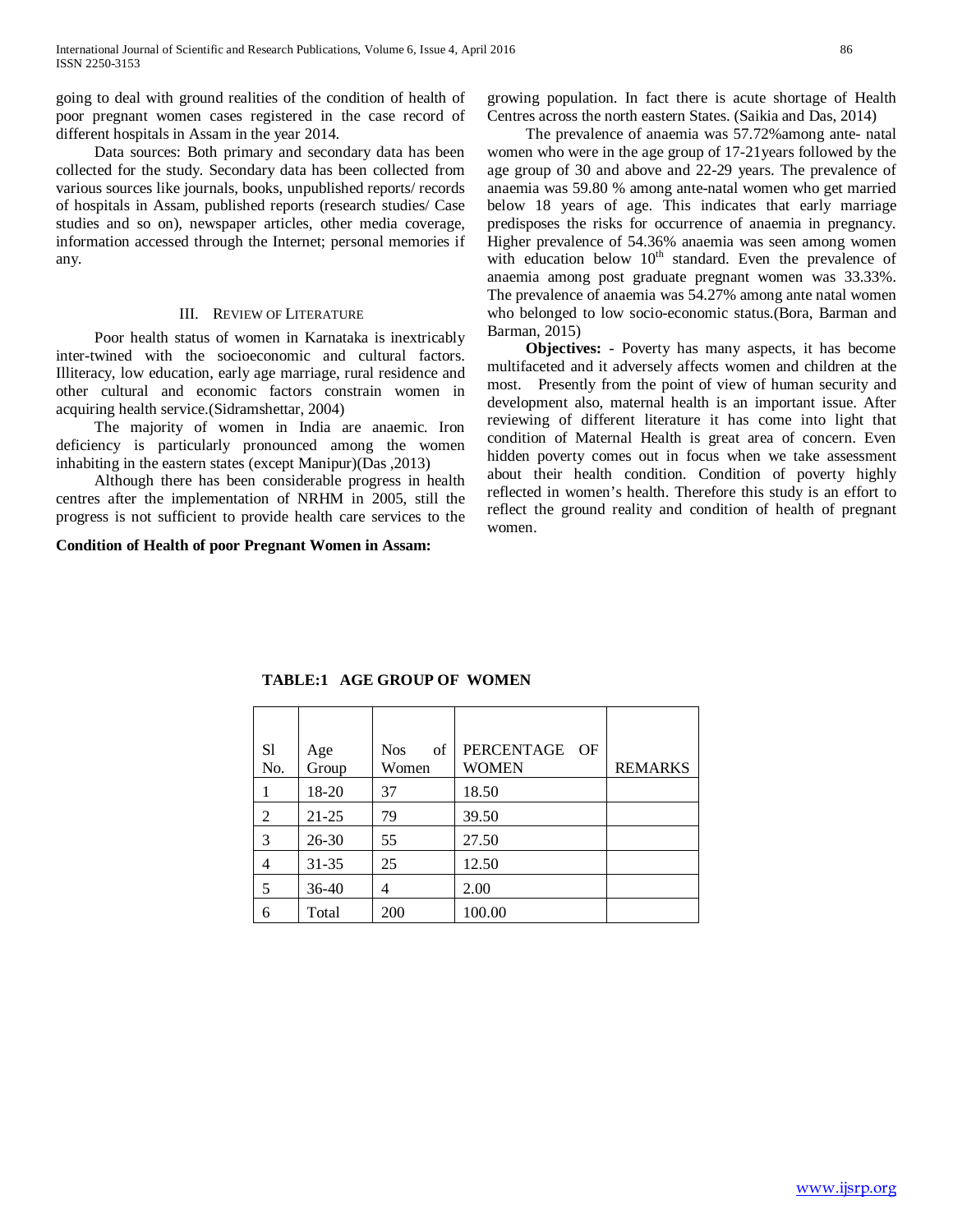going to deal with ground realities of the condition of health of poor pregnant women cases registered in the case record of different hospitals in Assam in the year 2014.

Data sources: Both primary and secondary data has been collected for the study. Secondary data has been collected from various sources like journals, books, unpublished reports/ records of hospitals in Assam, published reports (research studies/ Case studies and so on), newspaper articles, other media coverage, information accessed through the Internet; personal memories if any.

## III. Review of Literature

Poor health status of women in Karnataka is inextricably inter-twined with the socioeconomic and cultural factors. Illiteracy, low education, early age marriage, rural residence and other cultural and economic factors constrain women in acquiring health service.(Sidramshettar, 2004)

The majority of women in India are anaemic. Iron deficiency is particularly pronounced among the women inhabiting in the eastern states (except Manipur)(Das ,2013)

Although there has been considerable progress in health centres after the implementation of NRHM in 2005, still the progress is not sufficient to provide health care services to the growing population. In fact there is acute shortage of Health Centres across the north eastern States. (Saikia and Das, 2014)

The prevalence of anaemia was 57.72%among ante- natal women who were in the age group of 17-21years followed by the age group of 30 and above and 22-29 years. The prevalence of anaemia was 59.80 % among ante-natal women who get married below 18 years of age. This indicates that early marriage predisposes the risks for occurrence of anaemia in pregnancy. Higher prevalence of 54.36% anaemia was seen among women with education below 10th standard. Even the prevalence of anaemia among post graduate pregnant women was 33.33%. The prevalence of anaemia was 54.27% among ante natal women who belonged to low socio-economic status.(Bora, Barman and Barman, 2015)

**Objectives:** - Poverty has many aspects, it has become multifaceted and it adversely affects women and children at the most. Presently from the point of view of human security and development also, maternal health is an important issue. After reviewing of different literature it has come into light that condition of Maternal Health is great area of concern. Even hidden poverty comes out in focus when we take assessment about their health condition. Condition of poverty highly reflected in women's health. Therefore this study is an effort to reflect the ground reality and condition of health of pregnant women.

**Condition of Health of poor Pregnant Women in Assam:**

**TABLE:1 AGE GROUP OF WOMEN**

| Sl No. | Age Group | Nos of Women | PERCENTAGE OF WOMEN | REMARKS |
|---|---|---|---|---|
| 1 | 18-20 | 37 | 18.50 | |
| 2 | 21-25 | 79 | 39.50 | |
| 3 | 26-30 | 55 | 27.50 | |
| 4 | 31-35 | 25 | 12.50 | |
| 5 | 36-40 | 4 | 2.00 | |
| 6 | Total | 200 | 100.00 | |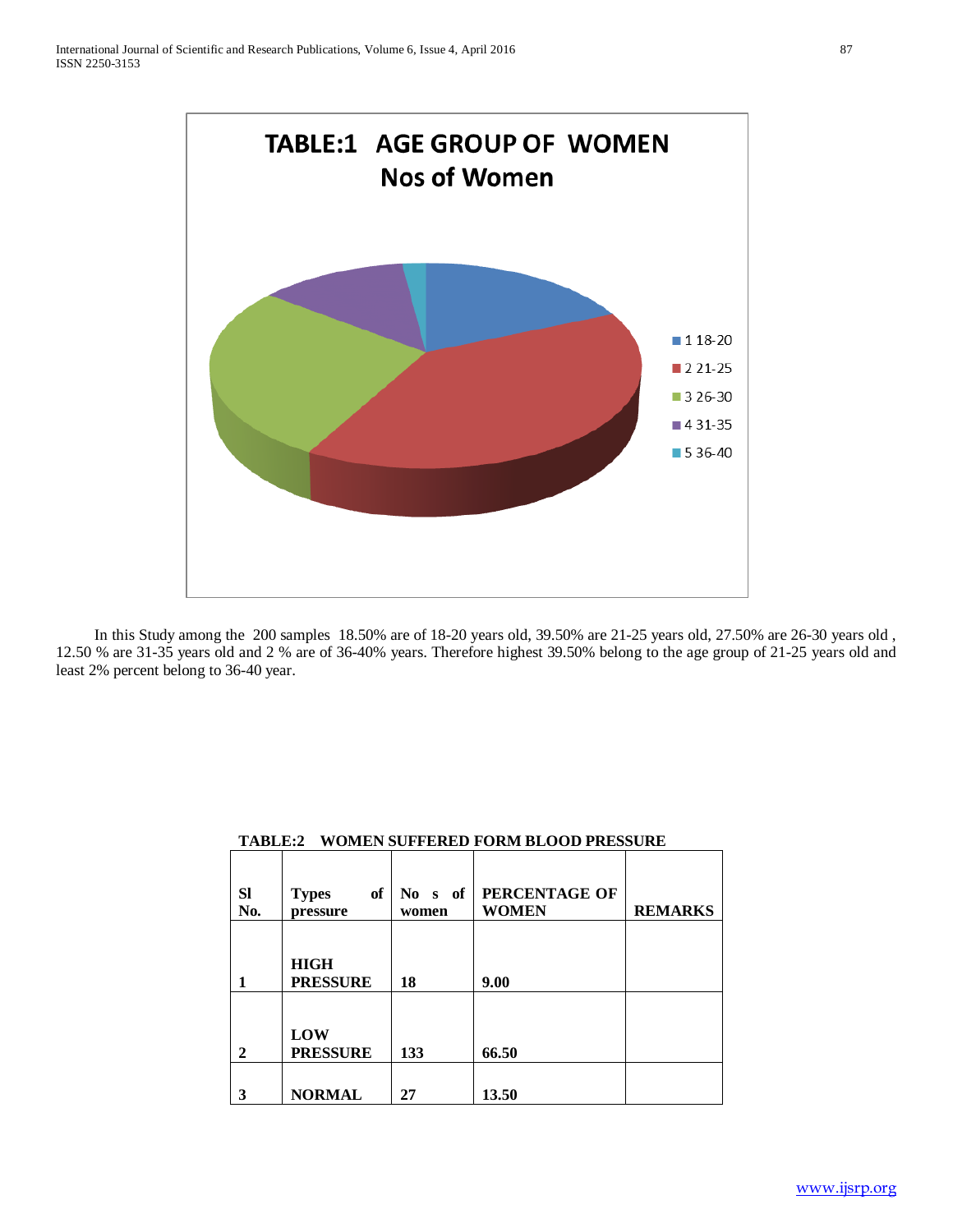**TABLE:1 AGE GROUP OF WOMEN**

**Nos of Women**

- 1 18-20
- 2 21-25
- 3 26-30
- 4 31-35
- 5 36-40

In this Study among the 200 samples 18.50% are of 18-20 years old, 39.50% are 21-25 years old, 27.50% are 26-30 years old , 12.50 % are 31-35 years old and 2 % are of 36-40% years. Therefore highest 39.50% belong to the age group of 21-25 years old and least 2% percent belong to 36-40 year.

**TABLE:2 WOMEN SUFFERED FORM BLOOD PRESSURE**

| Sl No. | Types of pressure | No s of women | PERCENTAGE OF WOMEN | REMARKS |
|---|---|---|---|---|
| 1 | HIGH PRESSURE | 18 | 9.00 | |
| 2 | LOW PRESSURE | 133 | 66.50 | |
| 3 | NORMAL | 27 | 13.50 | |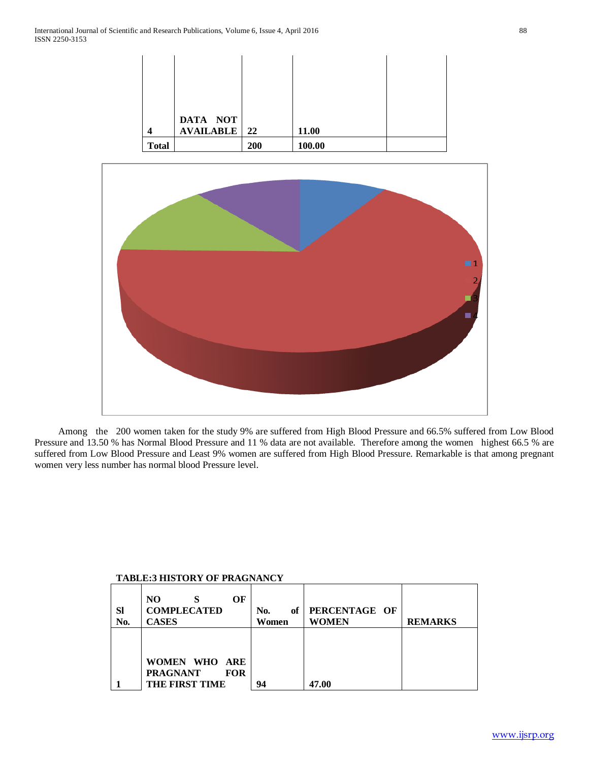| | | | | |
|---|---|---|---|---|
| 4 | DATA NOT AVAILABLE | 22 | 11.00 | |
| Total | | 200 | 100.00 | |

Among the 200 women taken for the study 9% are suffered from High Blood Pressure and 66.5% suffered from Low Blood Pressure and 13.50 % has Normal Blood Pressure and 11 % data are not available. Therefore among the women highest 66.5 % are suffered from Low Blood Pressure and Least 9% women are suffered from High Blood Pressure. Remarkable is that among pregnant women very less number has normal blood Pressure level.

**TABLE:3 HISTORY OF PRAGNANCY**

| Sl No. | NO S OF COMPLECATED CASES | No. of Women | PERCENTAGE OF WOMEN | REMARKS |
|---|---|---|---|---|
| 1 | WOMEN WHO ARE PRAGNANT FOR THE FIRST TIME | 94 | 47.00 | |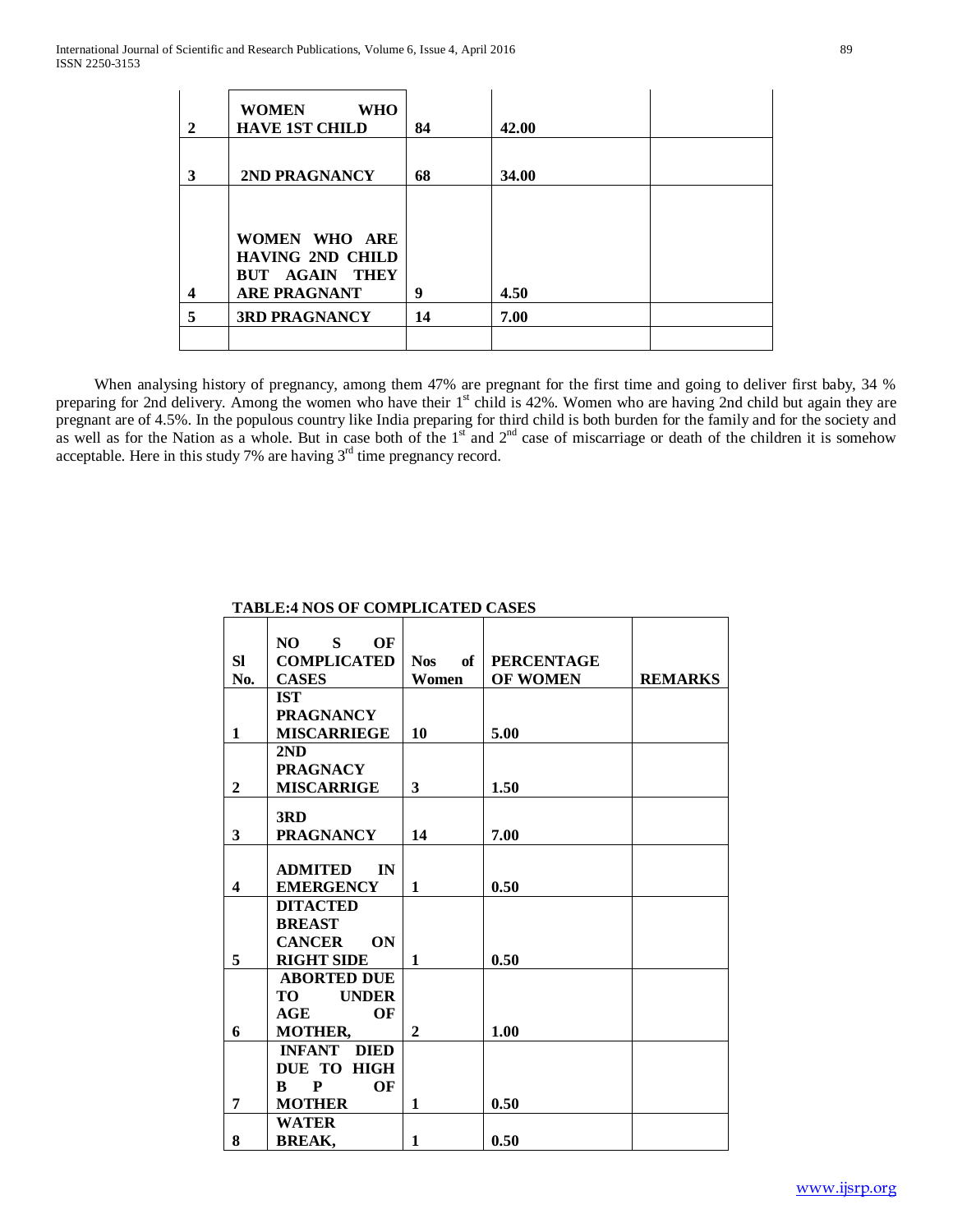| | | | | |
|---|---|---|---|---|
| 2 | **WOMEN WHO HAVE 1ST CHILD** | **84** | **42.00** | |
| 3 | **2ND PRAGNANCY** | **68** | **34.00** | |
| 4 | **WOMEN WHO ARE HAVING 2ND CHILD BUT AGAIN THEY ARE PRAGNANT** | **9** | **4.50** | |
| 5 | **3RD PRAGNANCY** | **14** | **7.00** | |
| | | | | |

When analysing history of pregnancy, among them 47% are pregnant for the first time and going to deliver first baby, 34 % preparing for 2nd delivery. Among the women who have their 1st child is 42%. Women who are having 2nd child but again they are pregnant are of 4.5%. In the populous country like India preparing for third child is both burden for the family and for the society and as well as for the Nation as a whole. But in case both of the 1st and 2nd case of miscarriage or death of the children it is somehow acceptable. Here in this study 7% are having 3rd time pregnancy record.

**TABLE:4 NOS OF COMPLICATED CASES**

| Sl No. | NO S OF COMPLICATED CASES | Nos of Women | PERCENTAGE OF WOMEN | REMARKS |
|---|---|---|---|---|
| 1 | IST PRAGNANCY MISCARRIEGE | 10 | 5.00 | |
| 2 | 2ND PRAGNACY MISCARRIGE | 3 | 1.50 | |
| 3 | 3RD PRAGNANCY | 14 | 7.00 | |
| 4 | ADMITED IN EMERGENCY | 1 | 0.50 | |
| 5 | DITACTED BREAST CANCER ON RIGHT SIDE | 1 | 0.50 | |
| 6 | ABORTED DUE TO UNDER AGE OF MOTHER, | 2 | 1.00 | |
| 7 | INFANT DIED DUE TO HIGH B P OF MOTHER | 1 | 0.50 | |
| 8 | WATER BREAK, | 1 | 0.50 | |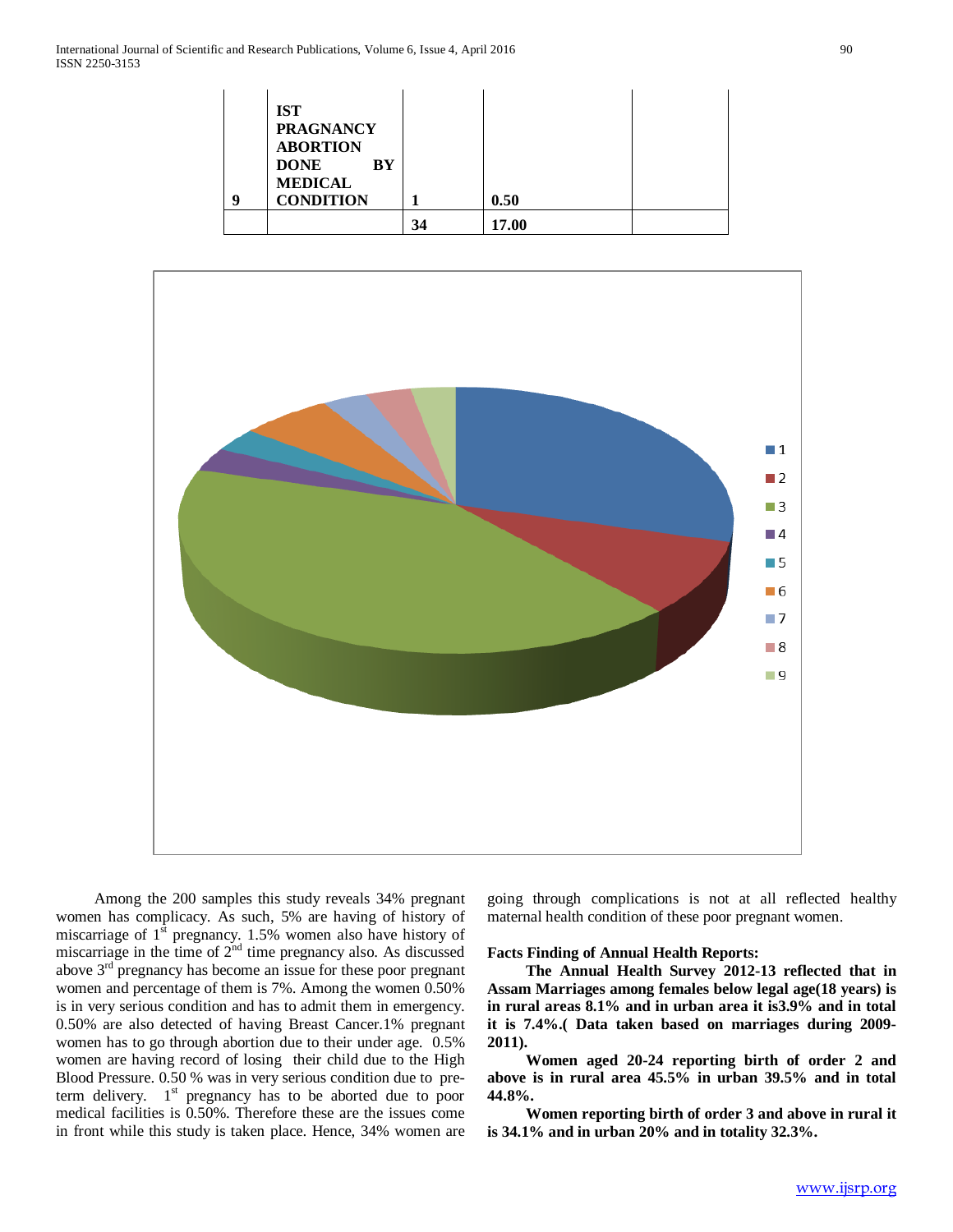| | | | | |
|---|---|---|---|---|
| 9 | **IST PRAGNANCY ABORTION DONE BY MEDICAL CONDITION** | **1** | **0.50** | |
| | | **34** | **17.00** | |

Among the 200 samples this study reveals 34% pregnant women has complicacy. As such, 5% are having of history of miscarriage of 1st pregnancy. 1.5% women also have history of miscarriage in the time of 2nd time pregnancy also. As discussed above 3rd pregnancy has become an issue for these poor pregnant women and percentage of them is 7%. Among the women 0.50% is in very serious condition and has to admit them in emergency. 0.50% are also detected of having Breast Cancer.1% pregnant women has to go through abortion due to their under age. 0.5% women are having record of losing their child due to the High Blood Pressure. 0.50 % was in very serious condition due to pre-term delivery. 1st pregnancy has to be aborted due to poor medical facilities is 0.50%. Therefore these are the issues come in front while this study is taken place. Hence, 34% women are going through complications is not at all reflected healthy maternal health condition of these poor pregnant women.

**Facts Finding of Annual Health Reports:**

**The Annual Health Survey 2012-13 reflected that in Assam Marriages among females below legal age(18 years) is in rural areas 8.1% and in urban area it is3.9% and in total it is 7.4%.( Data taken based on marriages during 2009-2011).**

**Women aged 20-24 reporting birth of order 2 and above is in rural area 45.5% in urban 39.5% and in total 44.8%.**

**Women reporting birth of order 3 and above in rural it is 34.1% and in urban 20% and in totality 32.3%.**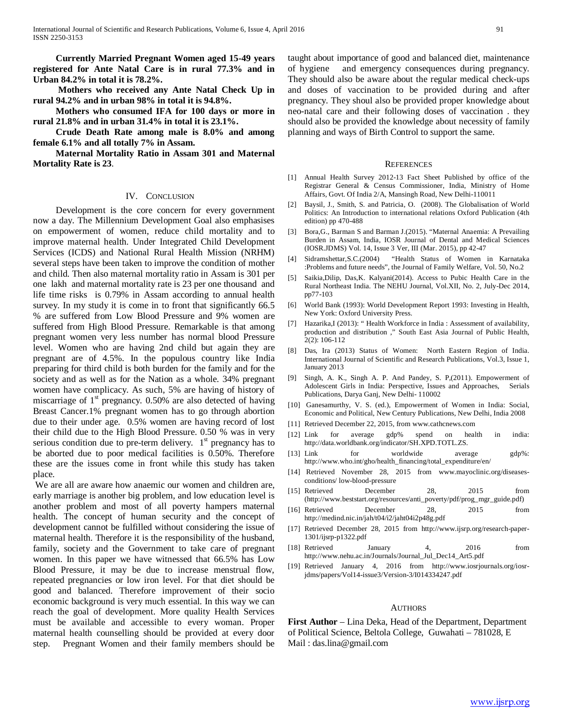**Currently Married Pregnant Women aged 15-49 years registered for Ante Natal Care is in rural 77.3% and in Urban 84.2% in total it is 78.2%.**

**Mothers who received any Ante Natal Check Up in rural 94.2% and in urban 98% in total it is 94.8%.**

**Mothers who consumed IFA for 100 days or more in rural 21.8% and in urban 31.4% in total it is 23.1%.**

**Crude Death Rate among male is 8.0% and among female 6.1% and all totally 7% in Assam.**

**Maternal Mortality Ratio in Assam 301 and Maternal Mortality Rate is 23**.

## IV. Conclusion

Development is the core concern for every government now a day. The Millennium Development Goal also emphasises on empowerment of women, reduce child mortality and to improve maternal health. Under Integrated Child Development Services (ICDS) and National Rural Health Mission (NRHM) several steps have been taken to improve the condition of mother and child. Then also maternal mortality ratio in Assam is 301 per one lakh and maternal mortality rate is 23 per one thousand and life time risks is 0.79% in Assam according to annual health survey. In my study it is come in to front that significantly 66.5 % are suffered from Low Blood Pressure and 9% women are suffered from High Blood Pressure. Remarkable is that among pregnant women very less number has normal blood Pressure level. Women who are having 2nd child but again they are pregnant are of 4.5%. In the populous country like India preparing for third child is both burden for the family and for the society and as well as for the Nation as a whole. 34% pregnant women have complicacy. As such, 5% are having of history of miscarriage of 1st pregnancy. 0.50% are also detected of having Breast Cancer.1% pregnant women has to go through abortion due to their under age. 0.5% women are having record of lost their child due to the High Blood Pressure. 0.50 % was in very serious condition due to pre-term delivery. 1st pregnancy has to be aborted due to poor medical facilities is 0.50%. Therefore these are the issues come in front while this study has taken place.

We are all are aware how anaemic our women and children are, early marriage is another big problem, and low education level is another problem and most of all poverty hampers maternal health. The concept of human security and the concept of development cannot be fulfilled without considering the issue of maternal health. Therefore it is the responsibility of the husband, family, society and the Government to take care of pregnant women. In this paper we have witnessed that 66.5% has Low Blood Pressure, it may be due to increase menstrual flow, repeated pregnancies or low iron level. For that diet should be good and balanced. Therefore improvement of their socio economic background is very much essential. In this way we can reach the goal of development. More quality Health Services must be available and accessible to every woman. Proper maternal health counselling should be provided at every door step. Pregnant Women and their family members should be taught about importance of good and balanced diet, maintenance of hygiene and emergency consequences during pregnancy. They should also be aware about the regular medical check-ups and doses of vaccination to be provided during and after pregnancy. They shoul also be provided proper knowledge about neo-natal care and their following doses of vaccination . they should also be provided the knowledge about necessity of family planning and ways of Birth Control to support the same.

## References

[1] Annual Health Survey 2012-13 Fact Sheet Published by office of the Registrar General & Census Commissioner, India, Ministry of Home Affairs, Govt. Of India 2/A, Mansingh Road, New Delhi-110011

[2] Baysil, J., Smith, S. and Patricia, O. (2008). The Globalisation of World Politics: An Introduction to international relations Oxford Publication (4th edition) pp 470-488

[3] Bora,G., Barman S and Barman J.(2015). "Maternal Anaemia: A Prevailing Burden in Assam, India, IOSR Journal of Dental and Medical Sciences (IOSR.JDMS) Vol. 14, Issue 3 Ver, III (Mar. 2015), pp 42-47

[4] Sidramshettar,S.C.(2004) "Health Status of Women in Karnataka :Problems and future needs", the Journal of Family Welfare, Vol. 50, No.2

[5] Saikia,Dilip, Das,K. Kalyani(2014). Access to Pubic Health Care in the Rural Northeast India. The NEHU Journal, Vol.XII, No. 2, July-Dec 2014, pp77-103

[6] World Bank (1993): World Development Report 1993: Investing in Health, New York: Oxford University Press.

[7] Hazarika,I (2013): " Health Workforce in India : Assessment of availability, production and distribution ," South East Asia Journal of Public Health, 2(2): 106-112

[8] Das, Ira (2013) Status of Women: North Eastern Region of India. International Journal of Scientific and Research Publications, Vol.3, Issue 1, January 2013

[9] Singh, A. K., Singh A. P. And Pandey, S. P,(2011). Empowerment of Adolescent Girls in India: Perspective, Issues and Approaches, Serials Publications, Darya Ganj, New Delhi- 110002

[10] Ganesamurthy, V. S. (ed.), Empowerment of Women in India: Social, Economic and Political, New Century Publications, New Delhi, India 2008

[11] Retrieved December 22, 2015, from www.cathcnews.com

[12] Link for average gdp% spend on health in india: http://data.worldbank.org/indicator/SH.XPD.TOTL.ZS.

[13] Link for worldwide average gdp%: http://www.who.int/gho/health_financing/total_expenditure/en/

[14] Retrieved November 28, 2015 from www.mayoclinic.org/diseases-conditions/ low-blood-pressure

[15] Retrieved December 28, 2015 from (http://www.beststart.org/resources/anti_poverty/pdf/prog_mgr_guide.pdf)

[16] Retrieved December 28, 2015 from http://medind.nic.in/jah/t04/i2/jaht04i2p48g.pdf

[17] Retrieved December 28, 2015 from http://www.ijsrp.org/research-paper-1301/ijsrp-p1322.pdf

[18] Retrieved January 4, 2016 from http://www.nehu.ac.in/Journals/Journal_Jul_Dec14_Art5.pdf

[19] Retrieved January 4, 2016 from http://www.iosrjournals.org/iosr-jdms/papers/Vol14-issue3/Version-3/I014334247.pdf

## Authors

**First Author** – Lina Deka, Head of the Department, Department of Political Science, Beltola College, Guwahati – 781028, E Mail : das.lina@gmail.com